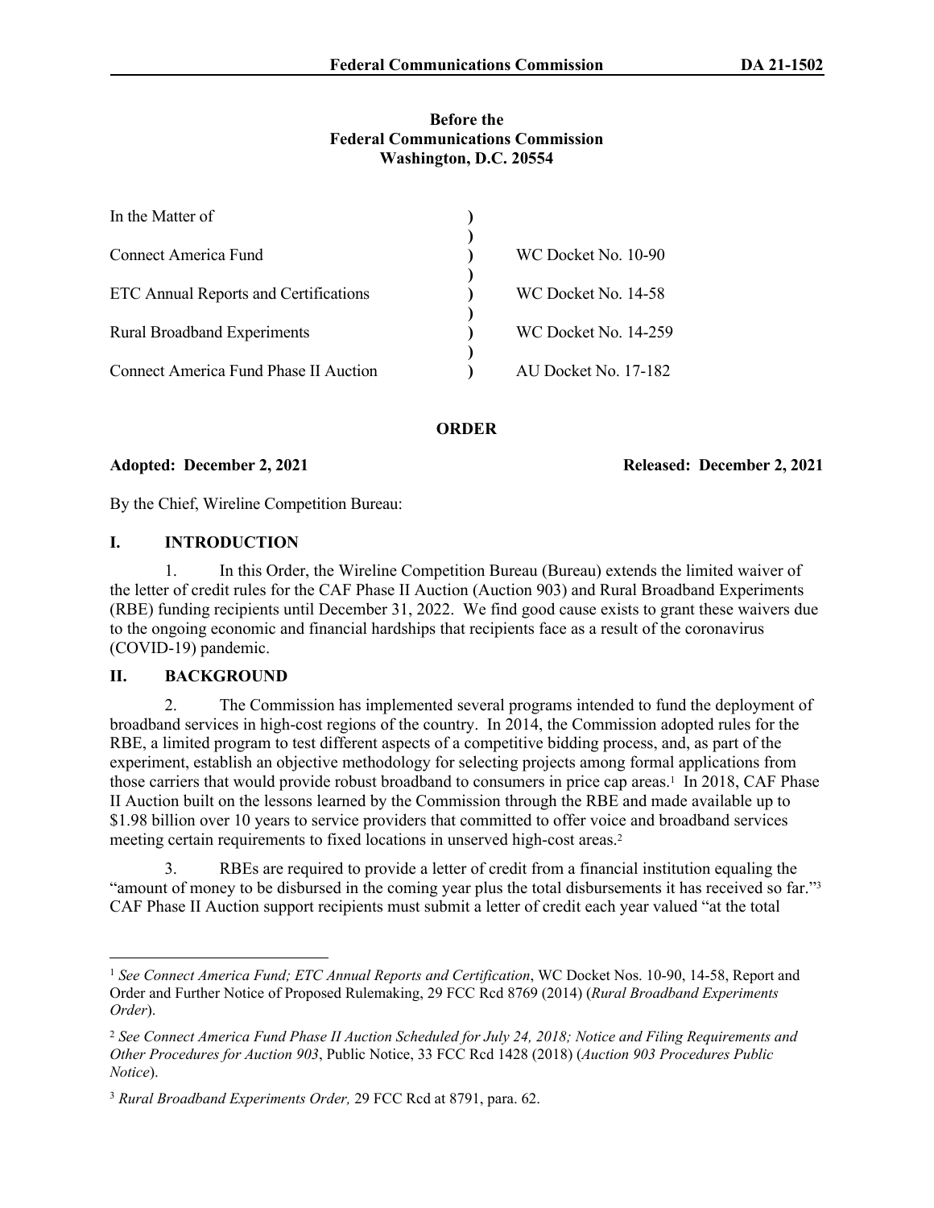**Before the**
**Federal Communications Commission**
**Washington, D.C. 20554**

| In the Matter of | ) | |
|---|---|---|
| | ) | |
| Connect America Fund | ) | WC Docket No. 10-90 |
| | ) | |
| ETC Annual Reports and Certifications | ) | WC Docket No. 14-58 |
| | ) | |
| Rural Broadband Experiments | ) | WC Docket No. 14-259 |
| | ) | |
| Connect America Fund Phase II Auction | ) | AU Docket No. 17-182 |

**ORDER**

**Adopted: December 2, 2021** **Released: December 2, 2021**

By the Chief, Wireline Competition Bureau:

## I. INTRODUCTION

1. In this Order, the Wireline Competition Bureau (Bureau) extends the limited waiver of the letter of credit rules for the CAF Phase II Auction (Auction 903) and Rural Broadband Experiments (RBE) funding recipients until December 31, 2022. We find good cause exists to grant these waivers due to the ongoing economic and financial hardships that recipients face as a result of the coronavirus (COVID-19) pandemic.

## II. BACKGROUND

2. The Commission has implemented several programs intended to fund the deployment of broadband services in high-cost regions of the country. In 2014, the Commission adopted rules for the RBE, a limited program to test different aspects of a competitive bidding process, and, as part of the experiment, establish an objective methodology for selecting projects among formal applications from those carriers that would provide robust broadband to consumers in price cap areas.[1] In 2018, CAF Phase II Auction built on the lessons learned by the Commission through the RBE and made available up to \$1.98 billion over 10 years to service providers that committed to offer voice and broadband services meeting certain requirements to fixed locations in unserved high-cost areas.[2]

3. RBEs are required to provide a letter of credit from a financial institution equaling the "amount of money to be disbursed in the coming year plus the total disbursements it has received so far."[3] CAF Phase II Auction support recipients must submit a letter of credit each year valued "at the total

---

[1] *See Connect America Fund; ETC Annual Reports and Certification*, WC Docket Nos. 10-90, 14-58, Report and Order and Further Notice of Proposed Rulemaking, 29 FCC Rcd 8769 (2014) (*Rural Broadband Experiments Order*).

[2] *See Connect America Fund Phase II Auction Scheduled for July 24, 2018; Notice and Filing Requirements and Other Procedures for Auction 903*, Public Notice, 33 FCC Rcd 1428 (2018) (*Auction 903 Procedures Public Notice*).

[3] *Rural Broadband Experiments Order,* 29 FCC Rcd at 8791, para. 62.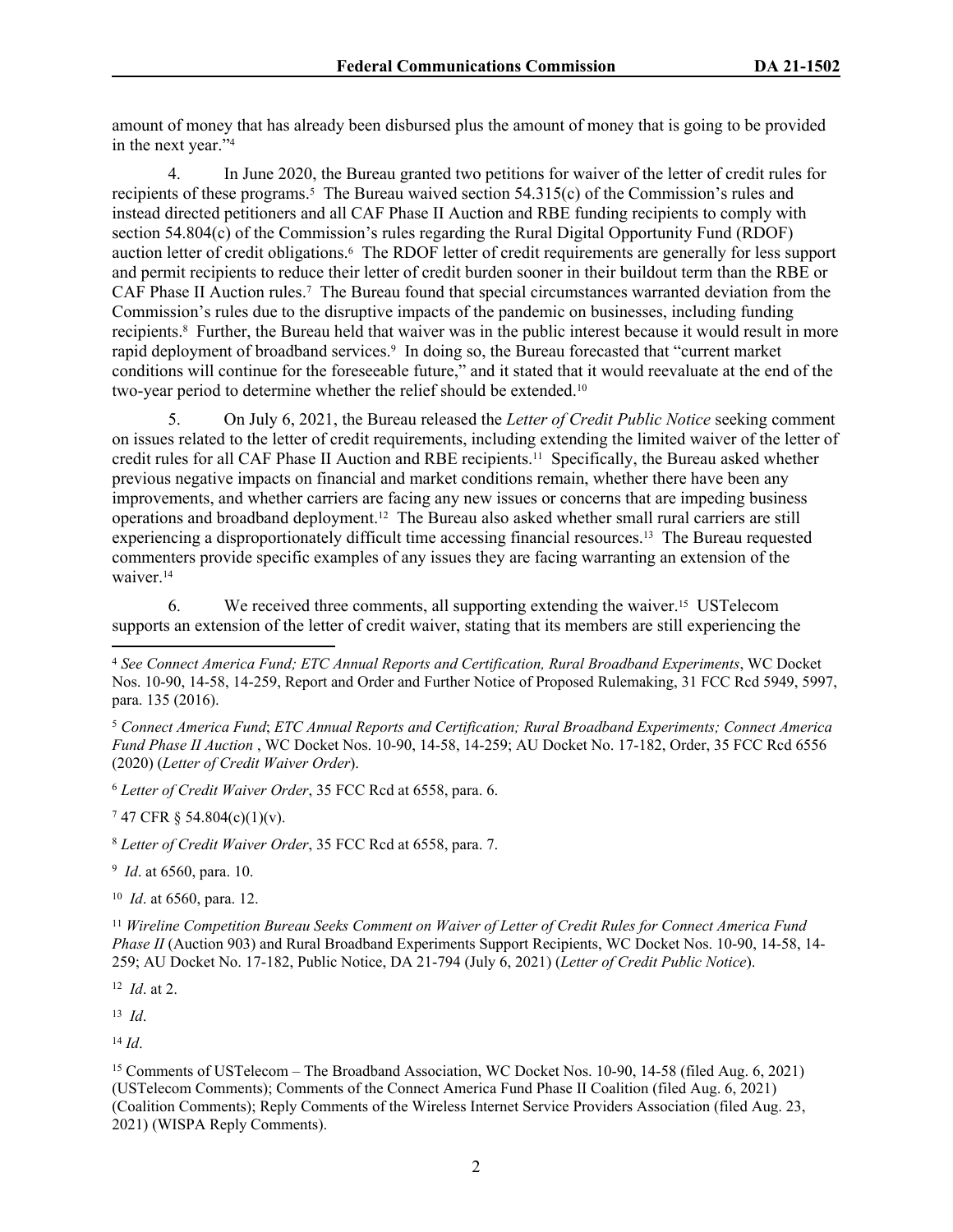amount of money that has already been disbursed plus the amount of money that is going to be provided in the next year."[4]

4. In June 2020, the Bureau granted two petitions for waiver of the letter of credit rules for recipients of these programs.[5] The Bureau waived section 54.315(c) of the Commission's rules and instead directed petitioners and all CAF Phase II Auction and RBE funding recipients to comply with section 54.804(c) of the Commission's rules regarding the Rural Digital Opportunity Fund (RDOF) auction letter of credit obligations.[6] The RDOF letter of credit requirements are generally for less support and permit recipients to reduce their letter of credit burden sooner in their buildout term than the RBE or CAF Phase II Auction rules.[7] The Bureau found that special circumstances warranted deviation from the Commission's rules due to the disruptive impacts of the pandemic on businesses, including funding recipients.[8] Further, the Bureau held that waiver was in the public interest because it would result in more rapid deployment of broadband services.[9] In doing so, the Bureau forecasted that "current market conditions will continue for the foreseeable future," and it stated that it would reevaluate at the end of the two-year period to determine whether the relief should be extended.[10]

5. On July 6, 2021, the Bureau released the *Letter of Credit Public Notice* seeking comment on issues related to the letter of credit requirements, including extending the limited waiver of the letter of credit rules for all CAF Phase II Auction and RBE recipients.[11] Specifically, the Bureau asked whether previous negative impacts on financial and market conditions remain, whether there have been any improvements, and whether carriers are facing any new issues or concerns that are impeding business operations and broadband deployment.[12] The Bureau also asked whether small rural carriers are still experiencing a disproportionately difficult time accessing financial resources.[13] The Bureau requested commenters provide specific examples of any issues they are facing warranting an extension of the waiver.[14]

6. We received three comments, all supporting extending the waiver.[15] USTelecom supports an extension of the letter of credit waiver, stating that its members are still experiencing the

---

[4] *See Connect America Fund; ETC Annual Reports and Certification, Rural Broadband Experiments*, WC Docket Nos. 10-90, 14-58, 14-259, Report and Order and Further Notice of Proposed Rulemaking, 31 FCC Rcd 5949, 5997, para. 135 (2016).

[5] *Connect America Fund*; *ETC Annual Reports and Certification; Rural Broadband Experiments; Connect America Fund Phase II Auction* , WC Docket Nos. 10-90, 14-58, 14-259; AU Docket No. 17-182, Order, 35 FCC Rcd 6556 (2020) (*Letter of Credit Waiver Order*).

[6] *Letter of Credit Waiver Order*, 35 FCC Rcd at 6558, para. 6.

[7] 47 CFR § 54.804(c)(1)(v).

[8] *Letter of Credit Waiver Order*, 35 FCC Rcd at 6558, para. 7.

[9] *Id*. at 6560, para. 10.

[10] *Id*. at 6560, para. 12.

[11] *Wireline Competition Bureau Seeks Comment on Waiver of Letter of Credit Rules for Connect America Fund Phase II* (Auction 903) and Rural Broadband Experiments Support Recipients, WC Docket Nos. 10-90, 14-58, 14-259; AU Docket No. 17-182, Public Notice, DA 21-794 (July 6, 2021) (*Letter of Credit Public Notice*).

[12] *Id*. at 2.

[13] *Id*.

[14] *Id*.

[15] Comments of USTelecom – The Broadband Association, WC Docket Nos. 10-90, 14-58 (filed Aug. 6, 2021) (USTelecom Comments); Comments of the Connect America Fund Phase II Coalition (filed Aug. 6, 2021) (Coalition Comments); Reply Comments of the Wireless Internet Service Providers Association (filed Aug. 23, 2021) (WISPA Reply Comments).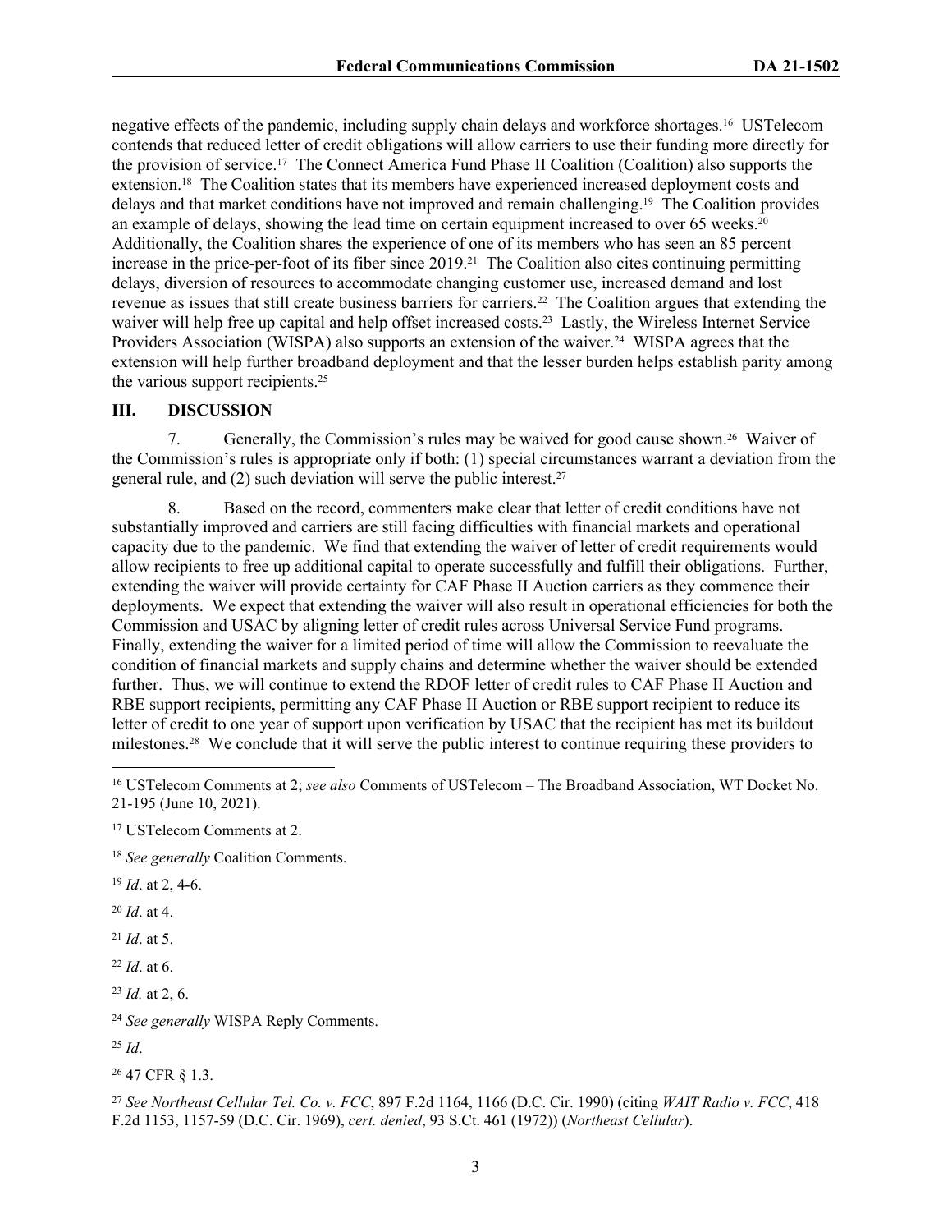negative effects of the pandemic, including supply chain delays and workforce shortages.[16] USTelecom contends that reduced letter of credit obligations will allow carriers to use their funding more directly for the provision of service.[17] The Connect America Fund Phase II Coalition (Coalition) also supports the extension.[18] The Coalition states that its members have experienced increased deployment costs and delays and that market conditions have not improved and remain challenging.[19] The Coalition provides an example of delays, showing the lead time on certain equipment increased to over 65 weeks.[20] Additionally, the Coalition shares the experience of one of its members who has seen an 85 percent increase in the price-per-foot of its fiber since 2019.[21] The Coalition also cites continuing permitting delays, diversion of resources to accommodate changing customer use, increased demand and lost revenue as issues that still create business barriers for carriers.[22] The Coalition argues that extending the waiver will help free up capital and help offset increased costs.[23] Lastly, the Wireless Internet Service Providers Association (WISPA) also supports an extension of the waiver.[24] WISPA agrees that the extension will help further broadband deployment and that the lesser burden helps establish parity among the various support recipients.[25]

## III. DISCUSSION

7. Generally, the Commission's rules may be waived for good cause shown.[26] Waiver of the Commission's rules is appropriate only if both: (1) special circumstances warrant a deviation from the general rule, and (2) such deviation will serve the public interest.[27]

8. Based on the record, commenters make clear that letter of credit conditions have not substantially improved and carriers are still facing difficulties with financial markets and operational capacity due to the pandemic. We find that extending the waiver of letter of credit requirements would allow recipients to free up additional capital to operate successfully and fulfill their obligations. Further, extending the waiver will provide certainty for CAF Phase II Auction carriers as they commence their deployments. We expect that extending the waiver will also result in operational efficiencies for both the Commission and USAC by aligning letter of credit rules across Universal Service Fund programs. Finally, extending the waiver for a limited period of time will allow the Commission to reevaluate the condition of financial markets and supply chains and determine whether the waiver should be extended further. Thus, we will continue to extend the RDOF letter of credit rules to CAF Phase II Auction and RBE support recipients, permitting any CAF Phase II Auction or RBE support recipient to reduce its letter of credit to one year of support upon verification by USAC that the recipient has met its buildout milestones.[28] We conclude that it will serve the public interest to continue requiring these providers to

---

[16] USTelecom Comments at 2; *see also* Comments of USTelecom – The Broadband Association, WT Docket No. 21-195 (June 10, 2021).

[17] USTelecom Comments at 2.

[18] *See generally* Coalition Comments.

[19] *Id*. at 2, 4-6.

[20] *Id*. at 4.

[21] *Id*. at 5.

[22] *Id*. at 6.

[23] *Id.* at 2, 6.

[24] *See generally* WISPA Reply Comments.

[25] *Id*.

[26] 47 CFR § 1.3.

[27] *See Northeast Cellular Tel. Co. v. FCC*, 897 F.2d 1164, 1166 (D.C. Cir. 1990) (citing *WAIT Radio v. FCC*, 418 F.2d 1153, 1157-59 (D.C. Cir. 1969), *cert. denied*, 93 S.Ct. 461 (1972)) (*Northeast Cellular*).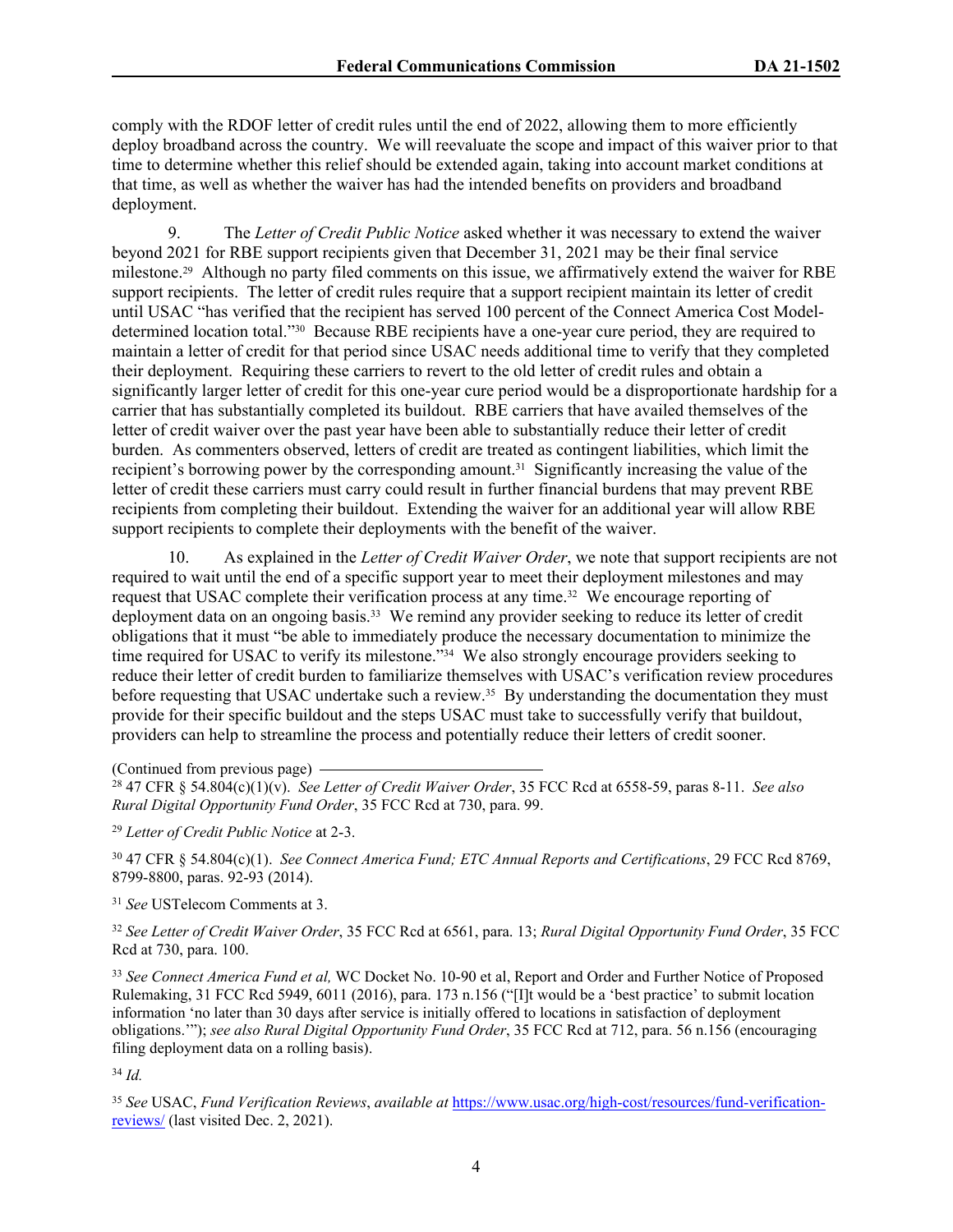comply with the RDOF letter of credit rules until the end of 2022, allowing them to more efficiently deploy broadband across the country. We will reevaluate the scope and impact of this waiver prior to that time to determine whether this relief should be extended again, taking into account market conditions at that time, as well as whether the waiver has had the intended benefits on providers and broadband deployment.

9. The *Letter of Credit Public Notice* asked whether it was necessary to extend the waiver beyond 2021 for RBE support recipients given that December 31, 2021 may be their final service milestone.[29] Although no party filed comments on this issue, we affirmatively extend the waiver for RBE support recipients. The letter of credit rules require that a support recipient maintain its letter of credit until USAC "has verified that the recipient has served 100 percent of the Connect America Cost Model-determined location total."[30] Because RBE recipients have a one-year cure period, they are required to maintain a letter of credit for that period since USAC needs additional time to verify that they completed their deployment. Requiring these carriers to revert to the old letter of credit rules and obtain a significantly larger letter of credit for this one-year cure period would be a disproportionate hardship for a carrier that has substantially completed its buildout. RBE carriers that have availed themselves of the letter of credit waiver over the past year have been able to substantially reduce their letter of credit burden. As commenters observed, letters of credit are treated as contingent liabilities, which limit the recipient's borrowing power by the corresponding amount.[31] Significantly increasing the value of the letter of credit these carriers must carry could result in further financial burdens that may prevent RBE recipients from completing their buildout. Extending the waiver for an additional year will allow RBE support recipients to complete their deployments with the benefit of the waiver.

10. As explained in the *Letter of Credit Waiver Order*, we note that support recipients are not required to wait until the end of a specific support year to meet their deployment milestones and may request that USAC complete their verification process at any time.[32] We encourage reporting of deployment data on an ongoing basis.[33] We remind any provider seeking to reduce its letter of credit obligations that it must "be able to immediately produce the necessary documentation to minimize the time required for USAC to verify its milestone."[34] We also strongly encourage providers seeking to reduce their letter of credit burden to familiarize themselves with USAC's verification review procedures before requesting that USAC undertake such a review.[35] By understanding the documentation they must provide for their specific buildout and the steps USAC must take to successfully verify that buildout, providers can help to streamline the process and potentially reduce their letters of credit sooner.

(Continued from previous page)

[28] 47 CFR § 54.804(c)(1)(v). *See Letter of Credit Waiver Order*, 35 FCC Rcd at 6558-59, paras 8-11. *See also Rural Digital Opportunity Fund Order*, 35 FCC Rcd at 730, para. 99.

[29] *Letter of Credit Public Notice* at 2-3.

[30] 47 CFR § 54.804(c)(1). *See Connect America Fund; ETC Annual Reports and Certifications*, 29 FCC Rcd 8769, 8799-8800, paras. 92-93 (2014).

[31] *See* USTelecom Comments at 3.

[32] *See Letter of Credit Waiver Order*, 35 FCC Rcd at 6561, para. 13; *Rural Digital Opportunity Fund Order*, 35 FCC Rcd at 730, para. 100.

[33] *See Connect America Fund et al,* WC Docket No. 10-90 et al, Report and Order and Further Notice of Proposed Rulemaking, 31 FCC Rcd 5949, 6011 (2016), para. 173 n.156 ("[I]t would be a 'best practice' to submit location information 'no later than 30 days after service is initially offered to locations in satisfaction of deployment obligations.'"); *see also Rural Digital Opportunity Fund Order*, 35 FCC Rcd at 712, para. 56 n.156 (encouraging filing deployment data on a rolling basis).

[34] *Id.*

[35] *See* USAC, *Fund Verification Reviews*, *available at* https://www.usac.org/high-cost/resources/fund-verification-reviews/ (last visited Dec. 2, 2021).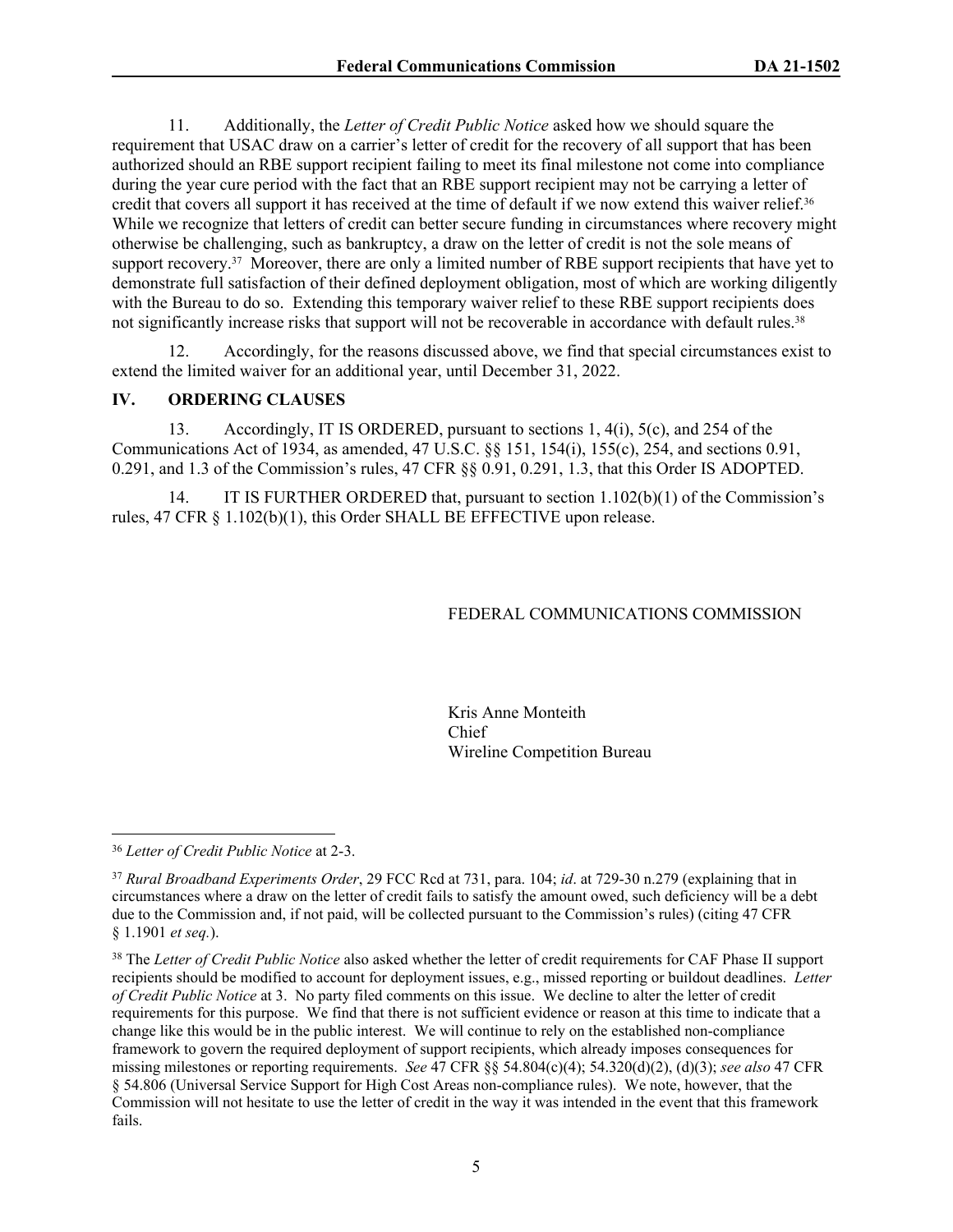11. Additionally, the *Letter of Credit Public Notice* asked how we should square the requirement that USAC draw on a carrier's letter of credit for the recovery of all support that has been authorized should an RBE support recipient failing to meet its final milestone not come into compliance during the year cure period with the fact that an RBE support recipient may not be carrying a letter of credit that covers all support it has received at the time of default if we now extend this waiver relief.[36] While we recognize that letters of credit can better secure funding in circumstances where recovery might otherwise be challenging, such as bankruptcy, a draw on the letter of credit is not the sole means of support recovery.[37] Moreover, there are only a limited number of RBE support recipients that have yet to demonstrate full satisfaction of their defined deployment obligation, most of which are working diligently with the Bureau to do so. Extending this temporary waiver relief to these RBE support recipients does not significantly increase risks that support will not be recoverable in accordance with default rules.[38]

12. Accordingly, for the reasons discussed above, we find that special circumstances exist to extend the limited waiver for an additional year, until December 31, 2022.

## IV. ORDERING CLAUSES

13. Accordingly, IT IS ORDERED, pursuant to sections 1, 4(i), 5(c), and 254 of the Communications Act of 1934, as amended, 47 U.S.C. §§ 151, 154(i), 155(c), 254, and sections 0.91, 0.291, and 1.3 of the Commission's rules, 47 CFR §§ 0.91, 0.291, 1.3, that this Order IS ADOPTED.

14. IT IS FURTHER ORDERED that, pursuant to section 1.102(b)(1) of the Commission's rules, 47 CFR § 1.102(b)(1), this Order SHALL BE EFFECTIVE upon release.

FEDERAL COMMUNICATIONS COMMISSION

Kris Anne Monteith
Chief
Wireline Competition Bureau

---

[36] *Letter of Credit Public Notice* at 2-3.

[37] *Rural Broadband Experiments Order*, 29 FCC Rcd at 731, para. 104; *id*. at 729-30 n.279 (explaining that in circumstances where a draw on the letter of credit fails to satisfy the amount owed, such deficiency will be a debt due to the Commission and, if not paid, will be collected pursuant to the Commission's rules) (citing 47 CFR § 1.1901 *et seq.*).

[38] The *Letter of Credit Public Notice* also asked whether the letter of credit requirements for CAF Phase II support recipients should be modified to account for deployment issues, e.g., missed reporting or buildout deadlines. *Letter of Credit Public Notice* at 3. No party filed comments on this issue. We decline to alter the letter of credit requirements for this purpose. We find that there is not sufficient evidence or reason at this time to indicate that a change like this would be in the public interest. We will continue to rely on the established non-compliance framework to govern the required deployment of support recipients, which already imposes consequences for missing milestones or reporting requirements. *See* 47 CFR §§ 54.804(c)(4); 54.320(d)(2), (d)(3); *see also* 47 CFR § 54.806 (Universal Service Support for High Cost Areas non-compliance rules). We note, however, that the Commission will not hesitate to use the letter of credit in the way it was intended in the event that this framework fails.